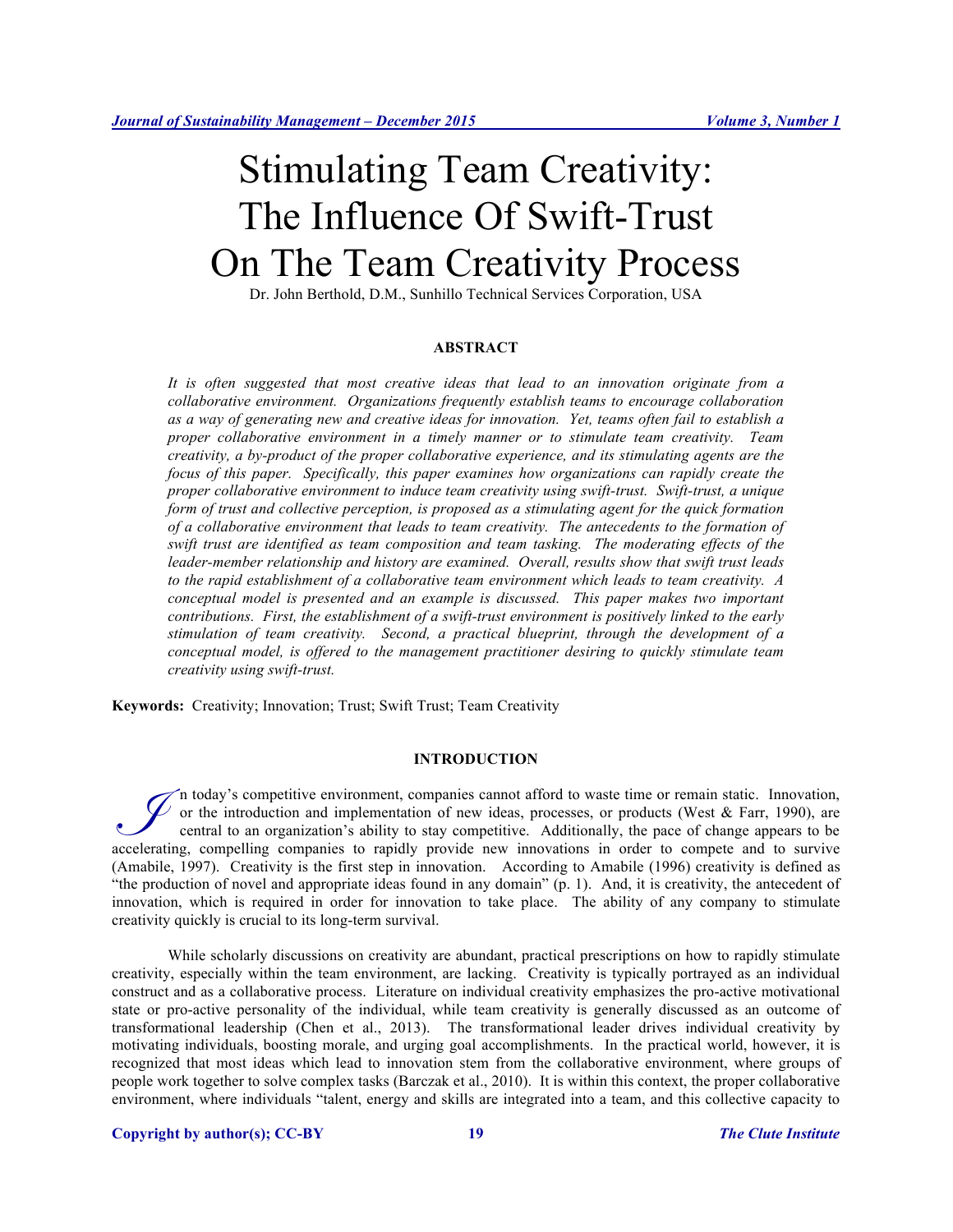# Stimulating Team Creativity: The Influence Of Swift-Trust On The Team Creativity Process

Dr. John Berthold, D.M., Sunhillo Technical Services Corporation, USA

## ABSTRACT

*It is often suggested that most creative ideas that lead to an innovation originate from a collaborative environment. Organizations frequently establish teams to encourage collaboration as a way of generating new and creative ideas for innovation. Yet, teams often fail to establish a proper collaborative environment in a timely manner or to stimulate team creativity. Team creativity, a by-product of the proper collaborative experience, and its stimulating agents are the focus of this paper. Specifically, this paper examines how organizations can rapidly create the proper collaborative environment to induce team creativity using swift-trust. Swift-trust, a unique form of trust and collective perception, is proposed as a stimulating agent for the quick formation of a collaborative environment that leads to team creativity. The antecedents to the formation of swift trust are identified as team composition and team tasking. The moderating effects of the leader-member relationship and history are examined. Overall, results show that swift trust leads to the rapid establishment of a collaborative team environment which leads to team creativity. A conceptual model is presented and an example is discussed. This paper makes two important contributions. First, the establishment of a swift-trust environment is positively linked to the early stimulation of team creativity. Second, a practical blueprint, through the development of a conceptual model, is offered to the management practitioner desiring to quickly stimulate team creativity using swift-trust.*

**Keywords:** Creativity; Innovation; Trust; Swift Trust; Team Creativity

## INTRODUCTION

In today's competitive environment, companies cannot afford to waste time or remain static. Innovation, or the introduction and implementation of new ideas, processes, or products (West & Farr, 1990), are central to an organization's ability to stay competitive. Additionally, the pace of change appears to be accelerating, compelling companies to rapidly provide new innovations in order to compete and to survive (Amabile, 1997). Creativity is the first step in innovation. According to Amabile (1996) creativity is defined as "the production of novel and appropriate ideas found in any domain" (p. 1). And, it is creativity, the antecedent of innovation, which is required in order for innovation to take place. The ability of any company to stimulate creativity quickly is crucial to its long-term survival.

While scholarly discussions on creativity are abundant, practical prescriptions on how to rapidly stimulate creativity, especially within the team environment, are lacking. Creativity is typically portrayed as an individual construct and as a collaborative process. Literature on individual creativity emphasizes the pro-active motivational state or pro-active personality of the individual, while team creativity is generally discussed as an outcome of transformational leadership (Chen et al., 2013). The transformational leader drives individual creativity by motivating individuals, boosting morale, and urging goal accomplishments. In the practical world, however, it is recognized that most ideas which lead to innovation stem from the collaborative environment, where groups of people work together to solve complex tasks (Barczak et al., 2010). It is within this context, the proper collaborative environment, where individuals "talent, energy and skills are integrated into a team, and this collective capacity to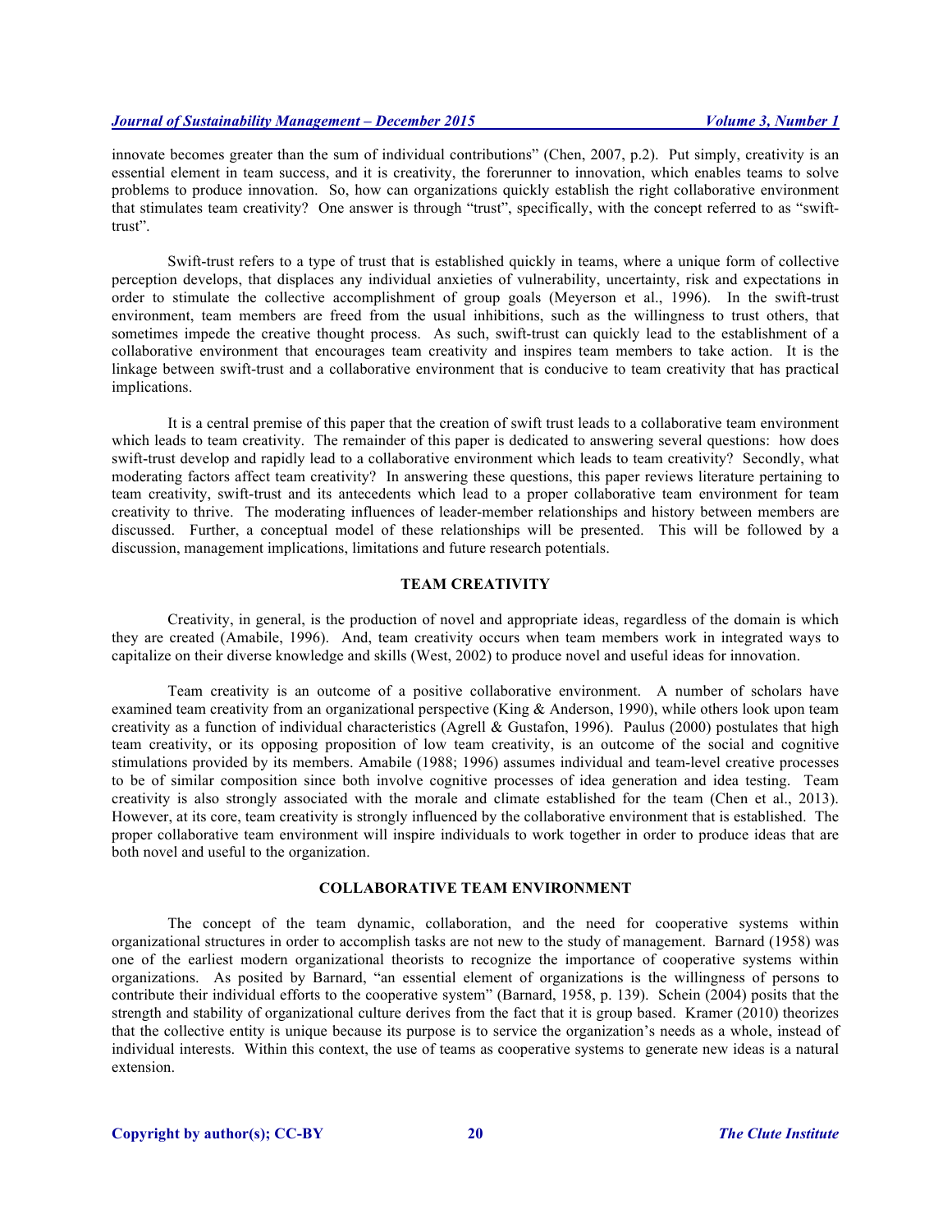innovate becomes greater than the sum of individual contributions" (Chen, 2007, p.2). Put simply, creativity is an essential element in team success, and it is creativity, the forerunner to innovation, which enables teams to solve problems to produce innovation. So, how can organizations quickly establish the right collaborative environment that stimulates team creativity? One answer is through "trust", specifically, with the concept referred to as "swift-trust".

Swift-trust refers to a type of trust that is established quickly in teams, where a unique form of collective perception develops, that displaces any individual anxieties of vulnerability, uncertainty, risk and expectations in order to stimulate the collective accomplishment of group goals (Meyerson et al., 1996). In the swift-trust environment, team members are freed from the usual inhibitions, such as the willingness to trust others, that sometimes impede the creative thought process. As such, swift-trust can quickly lead to the establishment of a collaborative environment that encourages team creativity and inspires team members to take action. It is the linkage between swift-trust and a collaborative environment that is conducive to team creativity that has practical implications.

It is a central premise of this paper that the creation of swift trust leads to a collaborative team environment which leads to team creativity. The remainder of this paper is dedicated to answering several questions: how does swift-trust develop and rapidly lead to a collaborative environment which leads to team creativity? Secondly, what moderating factors affect team creativity? In answering these questions, this paper reviews literature pertaining to team creativity, swift-trust and its antecedents which lead to a proper collaborative team environment for team creativity to thrive. The moderating influences of leader-member relationships and history between members are discussed. Further, a conceptual model of these relationships will be presented. This will be followed by a discussion, management implications, limitations and future research potentials.

## TEAM CREATIVITY

Creativity, in general, is the production of novel and appropriate ideas, regardless of the domain is which they are created (Amabile, 1996). And, team creativity occurs when team members work in integrated ways to capitalize on their diverse knowledge and skills (West, 2002) to produce novel and useful ideas for innovation.

Team creativity is an outcome of a positive collaborative environment. A number of scholars have examined team creativity from an organizational perspective (King & Anderson, 1990), while others look upon team creativity as a function of individual characteristics (Agrell & Gustafon, 1996). Paulus (2000) postulates that high team creativity, or its opposing proposition of low team creativity, is an outcome of the social and cognitive stimulations provided by its members. Amabile (1988; 1996) assumes individual and team-level creative processes to be of similar composition since both involve cognitive processes of idea generation and idea testing. Team creativity is also strongly associated with the morale and climate established for the team (Chen et al., 2013). However, at its core, team creativity is strongly influenced by the collaborative environment that is established. The proper collaborative team environment will inspire individuals to work together in order to produce ideas that are both novel and useful to the organization.

## COLLABORATIVE TEAM ENVIRONMENT

The concept of the team dynamic, collaboration, and the need for cooperative systems within organizational structures in order to accomplish tasks are not new to the study of management. Barnard (1958) was one of the earliest modern organizational theorists to recognize the importance of cooperative systems within organizations. As posited by Barnard, "an essential element of organizations is the willingness of persons to contribute their individual efforts to the cooperative system" (Barnard, 1958, p. 139). Schein (2004) posits that the strength and stability of organizational culture derives from the fact that it is group based. Kramer (2010) theorizes that the collective entity is unique because its purpose is to service the organization's needs as a whole, instead of individual interests. Within this context, the use of teams as cooperative systems to generate new ideas is a natural extension.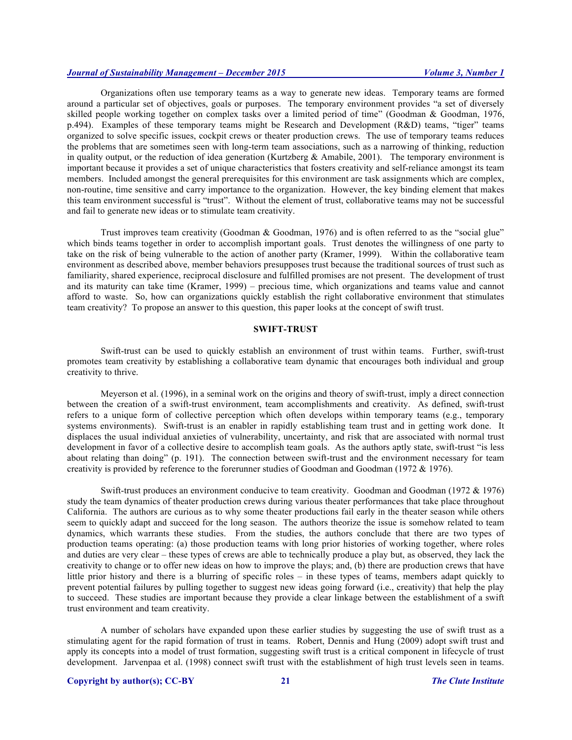Organizations often use temporary teams as a way to generate new ideas. Temporary teams are formed around a particular set of objectives, goals or purposes. The temporary environment provides "a set of diversely skilled people working together on complex tasks over a limited period of time" (Goodman & Goodman, 1976, p.494). Examples of these temporary teams might be Research and Development (R&D) teams, "tiger" teams organized to solve specific issues, cockpit crews or theater production crews. The use of temporary teams reduces the problems that are sometimes seen with long-term team associations, such as a narrowing of thinking, reduction in quality output, or the reduction of idea generation (Kurtzberg & Amabile, 2001). The temporary environment is important because it provides a set of unique characteristics that fosters creativity and self-reliance amongst its team members. Included amongst the general prerequisites for this environment are task assignments which are complex, non-routine, time sensitive and carry importance to the organization. However, the key binding element that makes this team environment successful is "trust". Without the element of trust, collaborative teams may not be successful and fail to generate new ideas or to stimulate team creativity.

Trust improves team creativity (Goodman & Goodman, 1976) and is often referred to as the "social glue" which binds teams together in order to accomplish important goals. Trust denotes the willingness of one party to take on the risk of being vulnerable to the action of another party (Kramer, 1999). Within the collaborative team environment as described above, member behaviors presupposes trust because the traditional sources of trust such as familiarity, shared experience, reciprocal disclosure and fulfilled promises are not present. The development of trust and its maturity can take time (Kramer, 1999) – precious time, which organizations and teams value and cannot afford to waste. So, how can organizations quickly establish the right collaborative environment that stimulates team creativity? To propose an answer to this question, this paper looks at the concept of swift trust.

## SWIFT-TRUST

Swift-trust can be used to quickly establish an environment of trust within teams. Further, swift-trust promotes team creativity by establishing a collaborative team dynamic that encourages both individual and group creativity to thrive.

Meyerson et al. (1996), in a seminal work on the origins and theory of swift-trust, imply a direct connection between the creation of a swift-trust environment, team accomplishments and creativity. As defined, swift-trust refers to a unique form of collective perception which often develops within temporary teams (e.g., temporary systems environments). Swift-trust is an enabler in rapidly establishing team trust and in getting work done. It displaces the usual individual anxieties of vulnerability, uncertainty, and risk that are associated with normal trust development in favor of a collective desire to accomplish team goals. As the authors aptly state, swift-trust "is less about relating than doing" (p. 191). The connection between swift-trust and the environment necessary for team creativity is provided by reference to the forerunner studies of Goodman and Goodman (1972 & 1976).

Swift-trust produces an environment conducive to team creativity. Goodman and Goodman (1972 & 1976) study the team dynamics of theater production crews during various theater performances that take place throughout California. The authors are curious as to why some theater productions fail early in the theater season while others seem to quickly adapt and succeed for the long season. The authors theorize the issue is somehow related to team dynamics, which warrants these studies. From the studies, the authors conclude that there are two types of production teams operating: (a) those production teams with long prior histories of working together, where roles and duties are very clear – these types of crews are able to technically produce a play but, as observed, they lack the creativity to change or to offer new ideas on how to improve the plays; and, (b) there are production crews that have little prior history and there is a blurring of specific roles – in these types of teams, members adapt quickly to prevent potential failures by pulling together to suggest new ideas going forward (i.e., creativity) that help the play to succeed. These studies are important because they provide a clear linkage between the establishment of a swift trust environment and team creativity.

A number of scholars have expanded upon these earlier studies by suggesting the use of swift trust as a stimulating agent for the rapid formation of trust in teams. Robert, Dennis and Hung (2009) adopt swift trust and apply its concepts into a model of trust formation, suggesting swift trust is a critical component in lifecycle of trust development. Jarvenpaa et al. (1998) connect swift trust with the establishment of high trust levels seen in teams.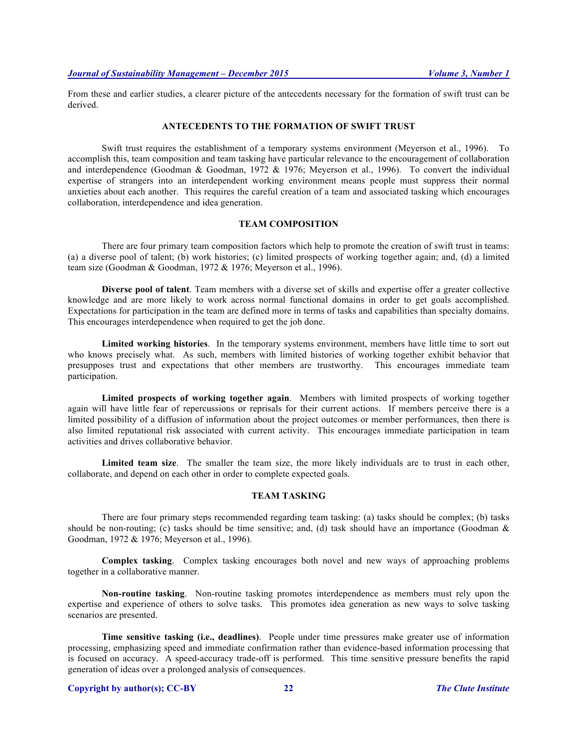From these and earlier studies, a clearer picture of the antecedents necessary for the formation of swift trust can be derived.

## ANTECEDENTS TO THE FORMATION OF SWIFT TRUST

Swift trust requires the establishment of a temporary systems environment (Meyerson et al., 1996). To accomplish this, team composition and team tasking have particular relevance to the encouragement of collaboration and interdependence (Goodman & Goodman, 1972 & 1976; Meyerson et al., 1996). To convert the individual expertise of strangers into an interdependent working environment means people must suppress their normal anxieties about each another. This requires the careful creation of a team and associated tasking which encourages collaboration, interdependence and idea generation.

## TEAM COMPOSITION

There are four primary team composition factors which help to promote the creation of swift trust in teams: (a) a diverse pool of talent; (b) work histories; (c) limited prospects of working together again; and, (d) a limited team size (Goodman & Goodman, 1972 & 1976; Meyerson et al., 1996).

**Diverse pool of talent**. Team members with a diverse set of skills and expertise offer a greater collective knowledge and are more likely to work across normal functional domains in order to get goals accomplished. Expectations for participation in the team are defined more in terms of tasks and capabilities than specialty domains. This encourages interdependence when required to get the job done.

**Limited working histories**. In the temporary systems environment, members have little time to sort out who knows precisely what. As such, members with limited histories of working together exhibit behavior that presupposes trust and expectations that other members are trustworthy. This encourages immediate team participation.

**Limited prospects of working together again**. Members with limited prospects of working together again will have little fear of repercussions or reprisals for their current actions. If members perceive there is a limited possibility of a diffusion of information about the project outcomes or member performances, then there is also limited reputational risk associated with current activity. This encourages immediate participation in team activities and drives collaborative behavior.

**Limited team size**. The smaller the team size, the more likely individuals are to trust in each other, collaborate, and depend on each other in order to complete expected goals.

## TEAM TASKING

There are four primary steps recommended regarding team tasking: (a) tasks should be complex; (b) tasks should be non-routing; (c) tasks should be time sensitive; and, (d) task should have an importance (Goodman & Goodman, 1972 & 1976; Meyerson et al., 1996).

**Complex tasking**. Complex tasking encourages both novel and new ways of approaching problems together in a collaborative manner.

**Non-routine tasking**. Non-routine tasking promotes interdependence as members must rely upon the expertise and experience of others to solve tasks. This promotes idea generation as new ways to solve tasking scenarios are presented.

**Time sensitive tasking (i.e., deadlines)**. People under time pressures make greater use of information processing, emphasizing speed and immediate confirmation rather than evidence-based information processing that is focused on accuracy. A speed-accuracy trade-off is performed. This time sensitive pressure benefits the rapid generation of ideas over a prolonged analysis of consequences.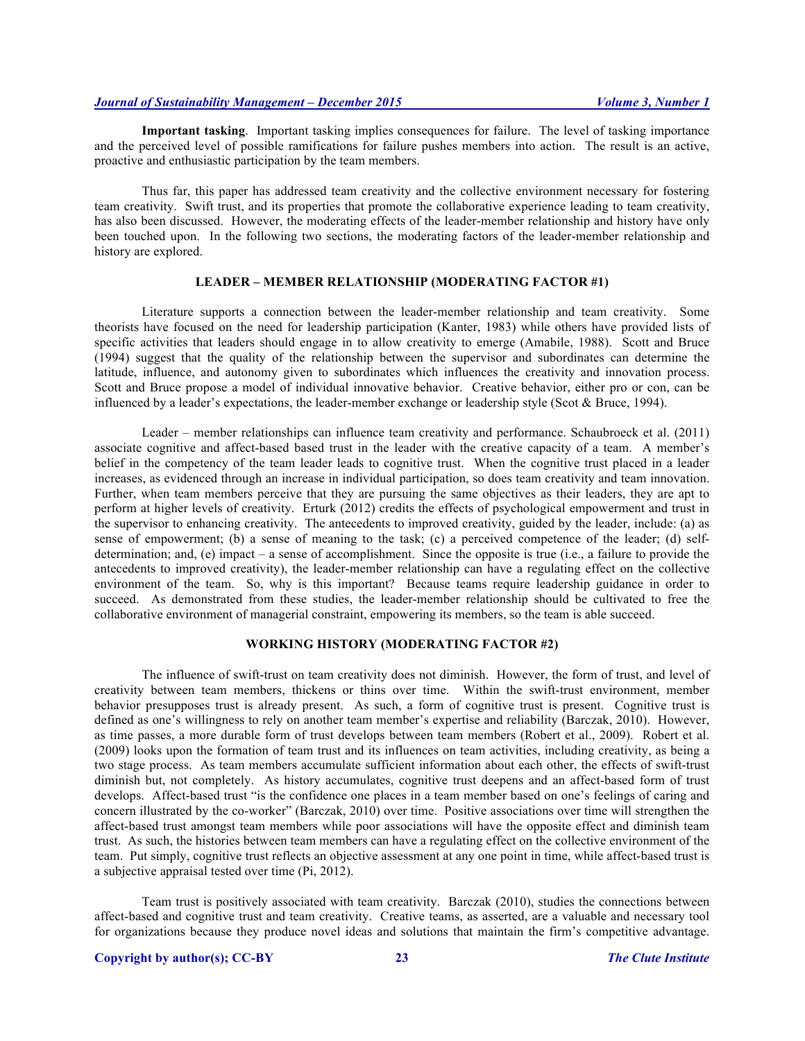**Important tasking**. Important tasking implies consequences for failure. The level of tasking importance and the perceived level of possible ramifications for failure pushes members into action. The result is an active, proactive and enthusiastic participation by the team members.

Thus far, this paper has addressed team creativity and the collective environment necessary for fostering team creativity. Swift trust, and its properties that promote the collaborative experience leading to team creativity, has also been discussed. However, the moderating effects of the leader-member relationship and history have only been touched upon. In the following two sections, the moderating factors of the leader-member relationship and history are explored.

## LEADER – MEMBER RELATIONSHIP (MODERATING FACTOR #1)

Literature supports a connection between the leader-member relationship and team creativity. Some theorists have focused on the need for leadership participation (Kanter, 1983) while others have provided lists of specific activities that leaders should engage in to allow creativity to emerge (Amabile, 1988). Scott and Bruce (1994) suggest that the quality of the relationship between the supervisor and subordinates can determine the latitude, influence, and autonomy given to subordinates which influences the creativity and innovation process. Scott and Bruce propose a model of individual innovative behavior. Creative behavior, either pro or con, can be influenced by a leader's expectations, the leader-member exchange or leadership style (Scot & Bruce, 1994).

Leader – member relationships can influence team creativity and performance. Schaubroeck et al. (2011) associate cognitive and affect-based based trust in the leader with the creative capacity of a team. A member's belief in the competency of the team leader leads to cognitive trust. When the cognitive trust placed in a leader increases, as evidenced through an increase in individual participation, so does team creativity and team innovation. Further, when team members perceive that they are pursuing the same objectives as their leaders, they are apt to perform at higher levels of creativity. Erturk (2012) credits the effects of psychological empowerment and trust in the supervisor to enhancing creativity. The antecedents to improved creativity, guided by the leader, include: (a) as sense of empowerment; (b) a sense of meaning to the task; (c) a perceived competence of the leader; (d) self-determination; and, (e) impact – a sense of accomplishment. Since the opposite is true (i.e., a failure to provide the antecedents to improved creativity), the leader-member relationship can have a regulating effect on the collective environment of the team. So, why is this important? Because teams require leadership guidance in order to succeed. As demonstrated from these studies, the leader-member relationship should be cultivated to free the collaborative environment of managerial constraint, empowering its members, so the team is able succeed.

## WORKING HISTORY (MODERATING FACTOR #2)

The influence of swift-trust on team creativity does not diminish. However, the form of trust, and level of creativity between team members, thickens or thins over time. Within the swift-trust environment, member behavior presupposes trust is already present. As such, a form of cognitive trust is present. Cognitive trust is defined as one's willingness to rely on another team member's expertise and reliability (Barczak, 2010). However, as time passes, a more durable form of trust develops between team members (Robert et al., 2009). Robert et al. (2009) looks upon the formation of team trust and its influences on team activities, including creativity, as being a two stage process. As team members accumulate sufficient information about each other, the effects of swift-trust diminish but, not completely. As history accumulates, cognitive trust deepens and an affect-based form of trust develops. Affect-based trust "is the confidence one places in a team member based on one's feelings of caring and concern illustrated by the co-worker" (Barczak, 2010) over time. Positive associations over time will strengthen the affect-based trust amongst team members while poor associations will have the opposite effect and diminish team trust. As such, the histories between team members can have a regulating effect on the collective environment of the team. Put simply, cognitive trust reflects an objective assessment at any one point in time, while affect-based trust is a subjective appraisal tested over time (Pi, 2012).

Team trust is positively associated with team creativity. Barczak (2010), studies the connections between affect-based and cognitive trust and team creativity. Creative teams, as asserted, are a valuable and necessary tool for organizations because they produce novel ideas and solutions that maintain the firm's competitive advantage.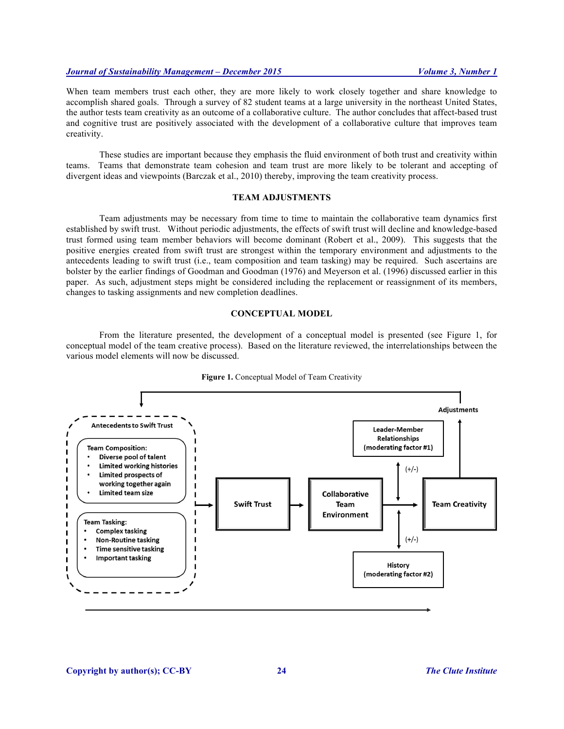When team members trust each other, they are more likely to work closely together and share knowledge to accomplish shared goals. Through a survey of 82 student teams at a large university in the northeast United States, the author tests team creativity as an outcome of a collaborative culture. The author concludes that affect-based trust and cognitive trust are positively associated with the development of a collaborative culture that improves team creativity.

These studies are important because they emphasis the fluid environment of both trust and creativity within teams. Teams that demonstrate team cohesion and team trust are more likely to be tolerant and accepting of divergent ideas and viewpoints (Barczak et al., 2010) thereby, improving the team creativity process.

## TEAM ADJUSTMENTS

Team adjustments may be necessary from time to time to maintain the collaborative team dynamics first established by swift trust. Without periodic adjustments, the effects of swift trust will decline and knowledge-based trust formed using team member behaviors will become dominant (Robert et al., 2009). This suggests that the positive energies created from swift trust are strongest within the temporary environment and adjustments to the antecedents leading to swift trust (i.e., team composition and team tasking) may be required. Such ascertains are bolster by the earlier findings of Goodman and Goodman (1976) and Meyerson et al. (1996) discussed earlier in this paper. As such, adjustment steps might be considered including the replacement or reassignment of its members, changes to tasking assignments and new completion deadlines.

## CONCEPTUAL MODEL

From the literature presented, the development of a conceptual model is presented (see Figure 1, for conceptual model of the team creative process). Based on the literature reviewed, the interrelationships between the various model elements will now be discussed.

**Figure 1.** Conceptual Model of Team Creativity

Adjustments

Antecedents to Swift Trust

Team Composition:
- Diverse pool of talent
- Limited working histories
- Limited prospects of working together again
- Limited team size

Team Tasking:
- Complex tasking
- Non-Routine tasking
- Time sensitive tasking
- Important tasking

Swift Trust

Collaborative Team Environment

Leader-Member Relationships (moderating factor #1)

(+/-)

Team Creativity

(+/-)

History (moderating factor #2)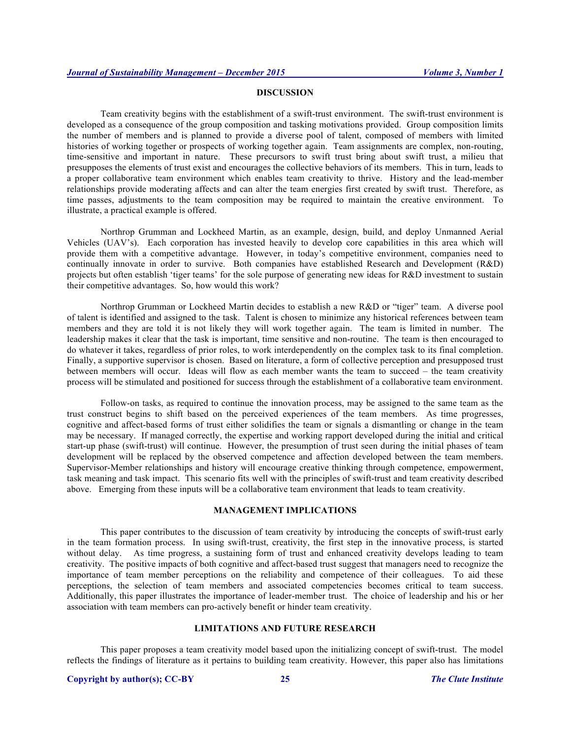## DISCUSSION

Team creativity begins with the establishment of a swift-trust environment. The swift-trust environment is developed as a consequence of the group composition and tasking motivations provided. Group composition limits the number of members and is planned to provide a diverse pool of talent, composed of members with limited histories of working together or prospects of working together again. Team assignments are complex, non-routing, time-sensitive and important in nature. These precursors to swift trust bring about swift trust, a milieu that presupposes the elements of trust exist and encourages the collective behaviors of its members. This in turn, leads to a proper collaborative team environment which enables team creativity to thrive. History and the lead-member relationships provide moderating affects and can alter the team energies first created by swift trust. Therefore, as time passes, adjustments to the team composition may be required to maintain the creative environment. To illustrate, a practical example is offered.

Northrop Grumman and Lockheed Martin, as an example, design, build, and deploy Unmanned Aerial Vehicles (UAV's). Each corporation has invested heavily to develop core capabilities in this area which will provide them with a competitive advantage. However, in today's competitive environment, companies need to continually innovate in order to survive. Both companies have established Research and Development (R&D) projects but often establish 'tiger teams' for the sole purpose of generating new ideas for R&D investment to sustain their competitive advantages. So, how would this work?

Northrop Grumman or Lockheed Martin decides to establish a new R&D or "tiger" team. A diverse pool of talent is identified and assigned to the task. Talent is chosen to minimize any historical references between team members and they are told it is not likely they will work together again. The team is limited in number. The leadership makes it clear that the task is important, time sensitive and non-routine. The team is then encouraged to do whatever it takes, regardless of prior roles, to work interdependently on the complex task to its final completion. Finally, a supportive supervisor is chosen. Based on literature, a form of collective perception and presupposed trust between members will occur. Ideas will flow as each member wants the team to succeed – the team creativity process will be stimulated and positioned for success through the establishment of a collaborative team environment.

Follow-on tasks, as required to continue the innovation process, may be assigned to the same team as the trust construct begins to shift based on the perceived experiences of the team members. As time progresses, cognitive and affect-based forms of trust either solidifies the team or signals a dismantling or change in the team may be necessary. If managed correctly, the expertise and working rapport developed during the initial and critical start-up phase (swift-trust) will continue. However, the presumption of trust seen during the initial phases of team development will be replaced by the observed competence and affection developed between the team members. Supervisor-Member relationships and history will encourage creative thinking through competence, empowerment, task meaning and task impact. This scenario fits well with the principles of swift-trust and team creativity described above. Emerging from these inputs will be a collaborative team environment that leads to team creativity.

## MANAGEMENT IMPLICATIONS

This paper contributes to the discussion of team creativity by introducing the concepts of swift-trust early in the team formation process. In using swift-trust, creativity, the first step in the innovative process, is started without delay. As time progress, a sustaining form of trust and enhanced creativity develops leading to team creativity. The positive impacts of both cognitive and affect-based trust suggest that managers need to recognize the importance of team member perceptions on the reliability and competence of their colleagues. To aid these perceptions, the selection of team members and associated competencies becomes critical to team success. Additionally, this paper illustrates the importance of leader-member trust. The choice of leadership and his or her association with team members can pro-actively benefit or hinder team creativity.

## LIMITATIONS AND FUTURE RESEARCH

This paper proposes a team creativity model based upon the initializing concept of swift-trust. The model reflects the findings of literature as it pertains to building team creativity. However, this paper also has limitations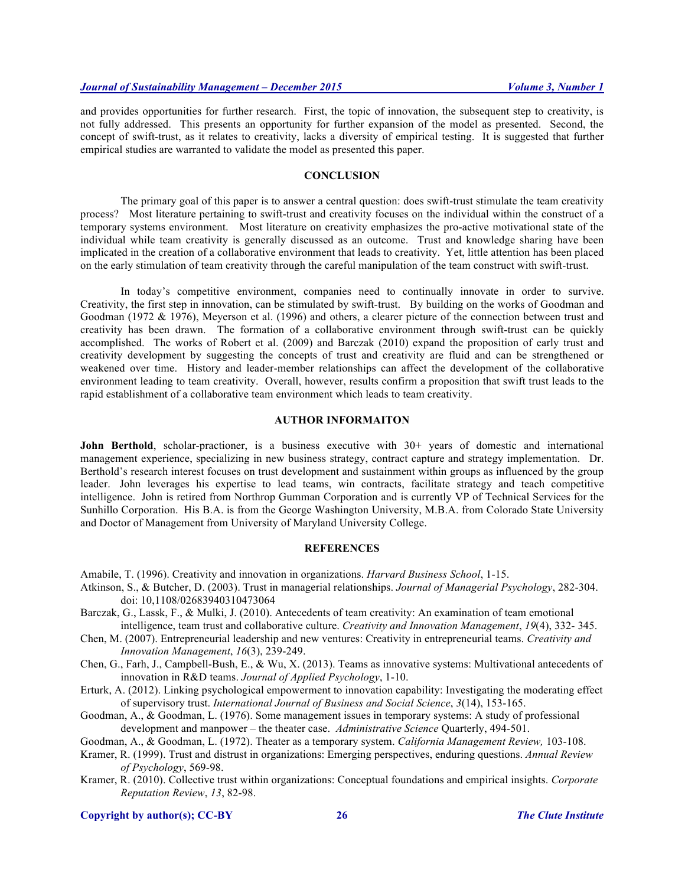and provides opportunities for further research. First, the topic of innovation, the subsequent step to creativity, is not fully addressed. This presents an opportunity for further expansion of the model as presented. Second, the concept of swift-trust, as it relates to creativity, lacks a diversity of empirical testing. It is suggested that further empirical studies are warranted to validate the model as presented this paper.

## CONCLUSION

The primary goal of this paper is to answer a central question: does swift-trust stimulate the team creativity process? Most literature pertaining to swift-trust and creativity focuses on the individual within the construct of a temporary systems environment. Most literature on creativity emphasizes the pro-active motivational state of the individual while team creativity is generally discussed as an outcome. Trust and knowledge sharing have been implicated in the creation of a collaborative environment that leads to creativity. Yet, little attention has been placed on the early stimulation of team creativity through the careful manipulation of the team construct with swift-trust.

In today's competitive environment, companies need to continually innovate in order to survive. Creativity, the first step in innovation, can be stimulated by swift-trust. By building on the works of Goodman and Goodman (1972 & 1976), Meyerson et al. (1996) and others, a clearer picture of the connection between trust and creativity has been drawn. The formation of a collaborative environment through swift-trust can be quickly accomplished. The works of Robert et al. (2009) and Barczak (2010) expand the proposition of early trust and creativity development by suggesting the concepts of trust and creativity are fluid and can be strengthened or weakened over time. History and leader-member relationships can affect the development of the collaborative environment leading to team creativity. Overall, however, results confirm a proposition that swift trust leads to the rapid establishment of a collaborative team environment which leads to team creativity.

## AUTHOR INFORMAITON

**John Berthold**, scholar-practioner, is a business executive with 30+ years of domestic and international management experience, specializing in new business strategy, contract capture and strategy implementation. Dr. Berthold's research interest focuses on trust development and sustainment within groups as influenced by the group leader. John leverages his expertise to lead teams, win contracts, facilitate strategy and teach competitive intelligence. John is retired from Northrop Gumman Corporation and is currently VP of Technical Services for the Sunhillo Corporation. His B.A. is from the George Washington University, M.B.A. from Colorado State University and Doctor of Management from University of Maryland University College.

## REFERENCES

Amabile, T. (1996). Creativity and innovation in organizations. *Harvard Business School*, 1-15.

Atkinson, S., & Butcher, D. (2003). Trust in managerial relationships. *Journal of Managerial Psychology*, 282-304. doi: 10,1108/02683940310473064

Barczak, G., Lassk, F., & Mulki, J. (2010). Antecedents of team creativity: An examination of team emotional intelligence, team trust and collaborative culture. *Creativity and Innovation Management*, *19*(4), 332- 345.

Chen, M. (2007). Entrepreneurial leadership and new ventures: Creativity in entrepreneurial teams. *Creativity and Innovation Management*, *16*(3), 239-249.

Chen, G., Farh, J., Campbell-Bush, E., & Wu, X. (2013). Teams as innovative systems: Multivational antecedents of innovation in R&D teams. *Journal of Applied Psychology*, 1-10.

Erturk, A. (2012). Linking psychological empowerment to innovation capability: Investigating the moderating effect of supervisory trust. *International Journal of Business and Social Science*, *3*(14), 153-165.

Goodman, A., & Goodman, L. (1976). Some management issues in temporary systems: A study of professional development and manpower – the theater case. *Administrative Science* Quarterly, 494-501.

Goodman, A., & Goodman, L. (1972). Theater as a temporary system. *California Management Review,* 103-108.

Kramer, R. (1999). Trust and distrust in organizations: Emerging perspectives, enduring questions. *Annual Review of Psychology*, 569-98.

Kramer, R. (2010). Collective trust within organizations: Conceptual foundations and empirical insights. *Corporate Reputation Review*, *13*, 82-98.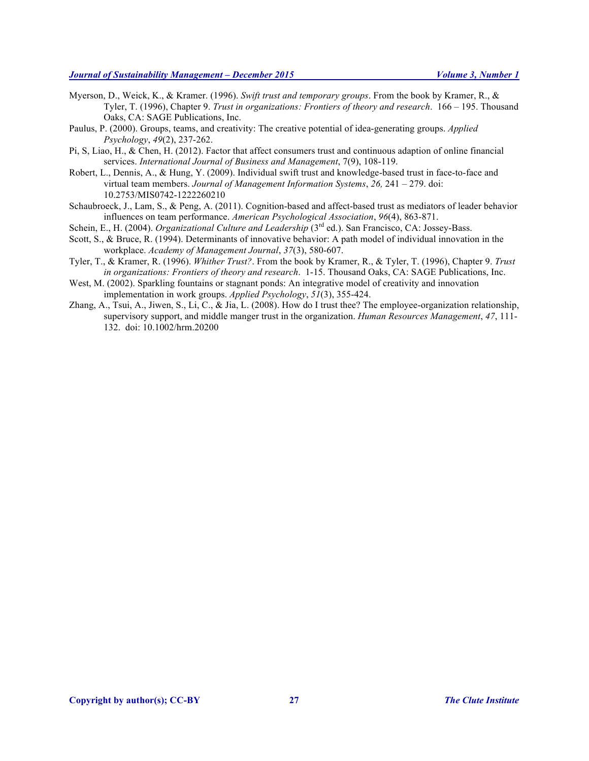Myerson, D., Weick, K., & Kramer. (1996). *Swift trust and temporary groups*. From the book by Kramer, R., & Tyler, T. (1996), Chapter 9. *Trust in organizations: Frontiers of theory and research*. 166 – 195. Thousand Oaks, CA: SAGE Publications, Inc.

Paulus, P. (2000). Groups, teams, and creativity: The creative potential of idea-generating groups. *Applied Psychology*, *49*(2), 237-262.

Pi, S, Liao, H., & Chen, H. (2012). Factor that affect consumers trust and continuous adaption of online financial services. *International Journal of Business and Management*, 7(9), 108-119.

Robert, L., Dennis, A., & Hung, Y. (2009). Individual swift trust and knowledge-based trust in face-to-face and virtual team members. *Journal of Management Information Systems*, *26,* 241 – 279. doi: 10.2753/MIS0742-1222260210

Schaubroeck, J., Lam, S., & Peng, A. (2011). Cognition-based and affect-based trust as mediators of leader behavior influences on team performance. *American Psychological Association*, *96*(4), 863-871.

Schein, E., H. (2004). *Organizational Culture and Leadership* (3rd ed.). San Francisco, CA: Jossey-Bass.

Scott, S., & Bruce, R. (1994). Determinants of innovative behavior: A path model of individual innovation in the workplace. *Academy of Management Journal*, *37*(3), 580-607.

Tyler, T., & Kramer, R. (1996). *Whither Trust?*. From the book by Kramer, R., & Tyler, T. (1996), Chapter 9. *Trust in organizations: Frontiers of theory and research*. 1-15. Thousand Oaks, CA: SAGE Publications, Inc.

West, M. (2002). Sparkling fountains or stagnant ponds: An integrative model of creativity and innovation implementation in work groups. *Applied Psychology*, *51*(3), 355-424.

Zhang, A., Tsui, A., Jiwen, S., Li, C., & Jia, L. (2008). How do I trust thee? The employee-organization relationship, supervisory support, and middle manger trust in the organization. *Human Resources Management*, *47*, 111-132. doi: 10.1002/hrm.20200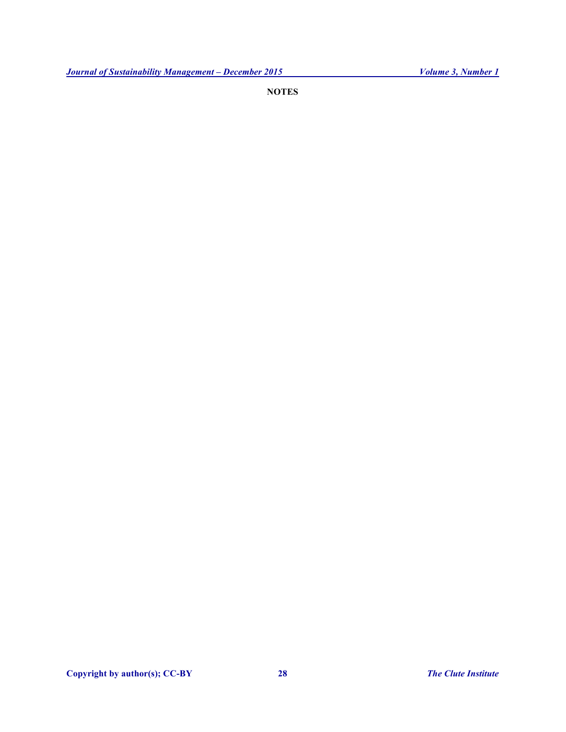**NOTES**